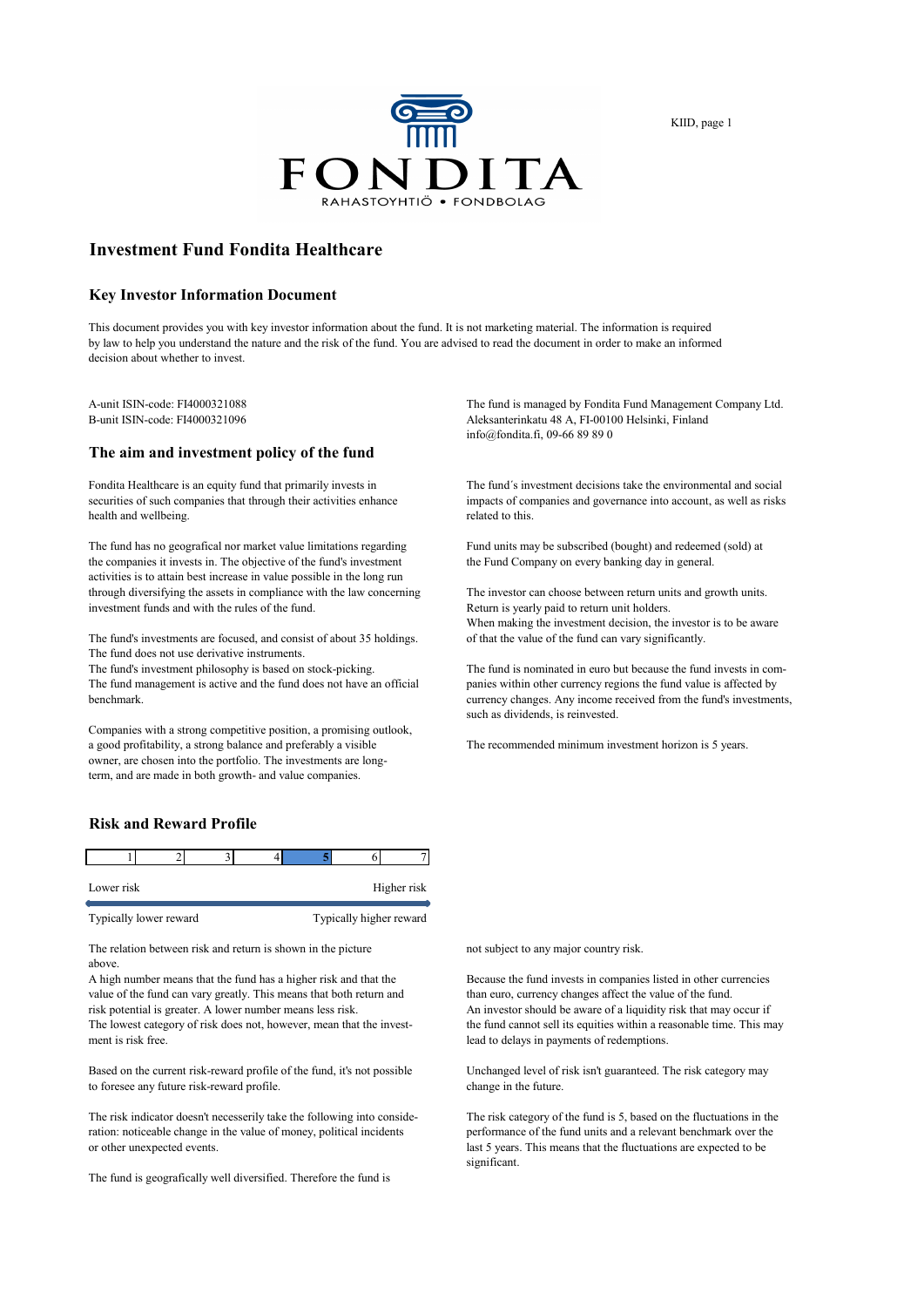FONDITA

RAHASTOYHTIÖ • FONDBOLAG

# Investment Fund Fondita Healthcare

## Key Investor Information Document

This document provides you with key investor information about the fund. It is not marketing material. The information is required by law to help you understand the nature and the risk of the fund. You are advised to read the document in order to make an informed decision about whether to invest.

A-unit ISIN-code: FI4000321088
B-unit ISIN-code: FI4000321096

The fund is managed by Fondita Fund Management Company Ltd.
Aleksanterinkatu 48 A, FI-00100 Helsinki, Finland
info@fondita.fi, 09-66 89 89 0

## The aim and investment policy of the fund

Fondita Healthcare is an equity fund that primarily invests in securities of such companies that through their activities enhance health and wellbeing.

The fund has no geografical nor market value limitations regarding the companies it invests in. The objective of the fund's investment activities is to attain best increase in value possible in the long run through diversifying the assets in compliance with the law concerning investment funds and with the rules of the fund.

The fund's investments are focused, and consist of about 35 holdings.
The fund does not use derivative instruments.
The fund's investment philosophy is based on stock-picking.
The fund management is active and the fund does not have an official benchmark.

Companies with a strong competitive position, a promising outlook, a good profitability, a strong balance and preferably a visible owner, are chosen into the portfolio. The investments are long-term, and are made in both growth- and value companies.

The fund´s investment decisions take the environmental and social impacts of companies and governance into account, as well as risks related to this.

Fund units may be subscribed (bought) and redeemed (sold) at the Fund Company on every banking day in general.

The investor can choose between return units and growth units.
Return is yearly paid to return unit holders.
When making the investment decision, the investor is to be aware of that the value of the fund can vary significantly.

The fund is nominated in euro but because the fund invests in companies within other currency regions the fund value is affected by currency changes. Any income received from the fund's investments, such as dividends, is reinvested.

The recommended minimum investment horizon is 5 years.

## Risk and Reward Profile

| 1 | 2 | 3 | 4 | **5** | 6 | 7 |
|---|---|---|---|---|---|---|

Lower risk — Higher risk

Typically lower reward — Typically higher reward

The relation between risk and return is shown in the picture above.
A high number means that the fund has a higher risk and that the value of the fund can vary greatly. This means that both return and risk potential is greater. A lower number means less risk.
The lowest category of risk does not, however, mean that the investment is risk free.

Based on the current risk-reward profile of the fund, it's not possible to foresee any future risk-reward profile.

The risk indicator doesn't necesserily take the following into consideration: noticeable change in the value of money, political incidents or other unexpected events.

The fund is geografically well diversified. Therefore the fund is not subject to any major country risk.

Because the fund invests in companies listed in other currencies than euro, currency changes affect the value of the fund.
An investor should be aware of a liquidity risk that may occur if the fund cannot sell its equities within a reasonable time. This may lead to delays in payments of redemptions.

Unchanged level of risk isn't guaranteed. The risk category may change in the future.

The risk category of the fund is 5, based on the fluctuations in the performance of the fund units and a relevant benchmark over the last 5 years. This means that the fluctuations are expected to be significant.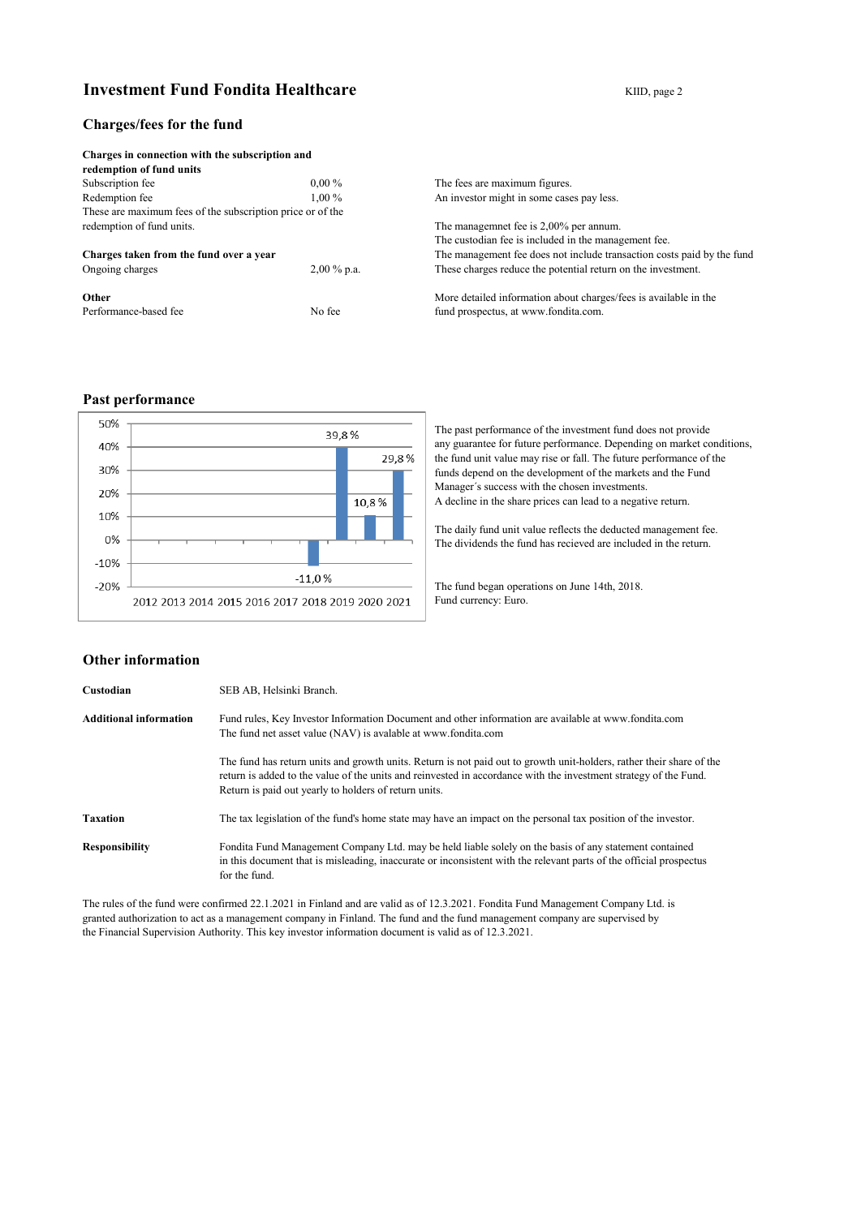# Investment Fund Fondita Healthcare

## Charges/fees for the fund

**Charges in connection with the subscription and redemption of fund units**

| | |
|---|---|
| Subscription fee | 0,00 % |
| Redemption fee | 1,00 % |

These are maximum fees of the subscription price or of the redemption of fund units.

**Charges taken from the fund over a year**

| | |
|---|---|
| Ongoing charges | 2,00 % p.a. |

**Other**

| | |
|---|---|
| Performance-based fee | No fee |

The fees are maximum figures.
An investor might in some cases pay less.

The managemnet fee is 2,00% per annum.
The custodian fee is included in the management fee.
The management fee does not include transaction costs paid by the fund
These charges reduce the potential return on the investment.

More detailed information about charges/fees is available in the fund prospectus, at www.fondita.com.

## Past performance

50%
40%
30%
20%
10%
0%
-10%
-20%

39,8 %
29,8 %
10,8 %
-11,0 %

2012 2013 2014 2015 2016 2017 2018 2019 2020 2021

The past performance of the investment fund does not provide any guarantee for future performance. Depending on market conditions, the fund unit value may rise or fall. The future performance of the funds depend on the development of the markets and the Fund Manager´s success with the chosen investments.
A decline in the share prices can lead to a negative return.

The daily fund unit value reflects the deducted management fee.
The dividends the fund has recieved are included in the return.

The fund began operations on June 14th, 2018.
Fund currency: Euro.

## Other information

**Custodian**
SEB AB, Helsinki Branch.

**Additional information**
Fund rules, Key Investor Information Document and other information are available at www.fondita.com
The fund net asset value (NAV) is avalable at www.fondita.com

The fund has return units and growth units. Return is not paid out to growth unit-holders, rather their share of the return is added to the value of the units and reinvested in accordance with the investment strategy of the Fund. Return is paid out yearly to holders of return units.

**Taxation**
The tax legislation of the fund's home state may have an impact on the personal tax position of the investor.

**Responsibility**
Fondita Fund Management Company Ltd. may be held liable solely on the basis of any statement contained in this document that is misleading, inaccurate or inconsistent with the relevant parts of the official prospectus for the fund.

The rules of the fund were confirmed 22.1.2021 in Finland and are valid as of 12.3.2021. Fondita Fund Management Company Ltd. is granted authorization to act as a management company in Finland. The fund and the fund management company are supervised by the Financial Supervision Authority. This key investor information document is valid as of 12.3.2021.